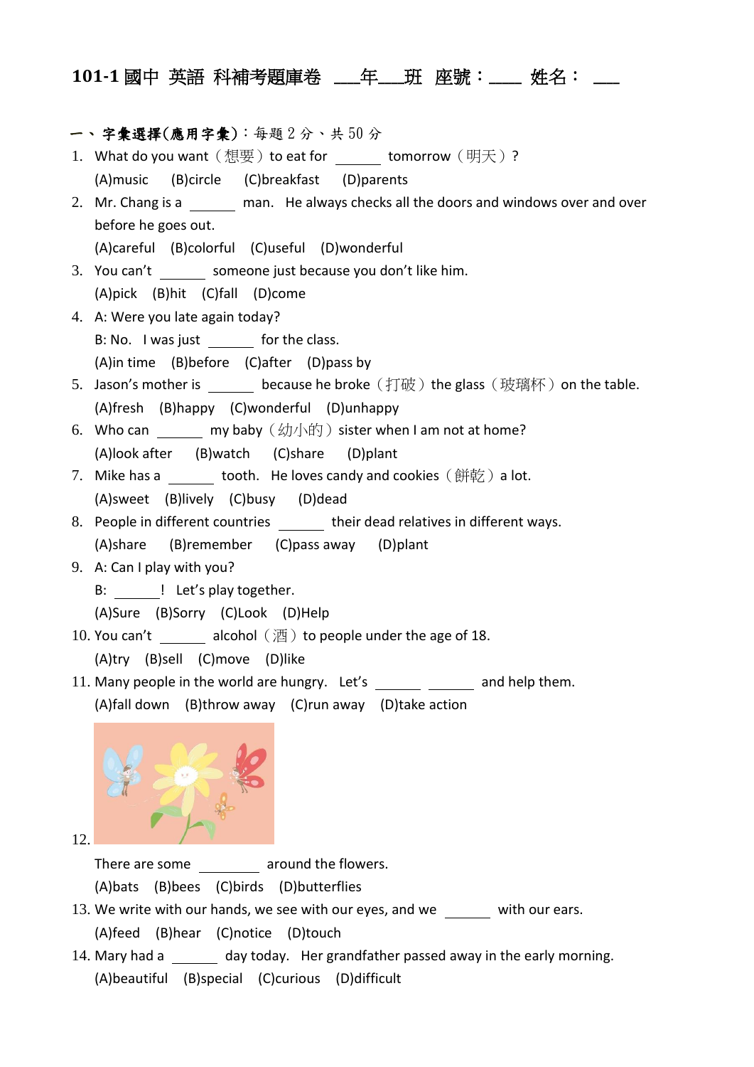# 101-1 國中 英語 科補考題庫卷 ___年___班 座號：____ 姓名： ___

**一、字彙選擇(應用字彙)**：每題 2 分、共 50 分

1. What do you want（想要）to eat for ______ tomorrow（明天）?
   (A)music (B)circle (C)breakfast (D)parents
2. Mr. Chang is a ______ man. He always checks all the doors and windows over and over before he goes out.
   (A)careful (B)colorful (C)useful (D)wonderful
3. You can't ______ someone just because you don't like him.
   (A)pick (B)hit (C)fall (D)come
4. A: Were you late again today?
   B: No. I was just ______ for the class.
   (A)in time (B)before (C)after (D)pass by
5. Jason's mother is ______ because he broke（打破）the glass（玻璃杯）on the table.
   (A)fresh (B)happy (C)wonderful (D)unhappy
6. Who can ______ my baby（幼小的）sister when I am not at home?
   (A)look after (B)watch (C)share (D)plant
7. Mike has a ______ tooth. He loves candy and cookies（餅乾）a lot.
   (A)sweet (B)lively (C)busy (D)dead
8. People in different countries ______ their dead relatives in different ways.
   (A)share (B)remember (C)pass away (D)plant
9. A: Can I play with you?
   B: ______! Let's play together.
   (A)Sure (B)Sorry (C)Look (D)Help
10. You can't ______ alcohol（酒）to people under the age of 18.
    (A)try (B)sell (C)move (D)like
11. Many people in the world are hungry. Let's ______ ______ and help them.
    (A)fall down (B)throw away (C)run away (D)take action
12. There are some ______ around the flowers.
    (A)bats (B)bees (C)birds (D)butterflies
13. We write with our hands, we see with our eyes, and we ______ with our ears.
    (A)feed (B)hear (C)notice (D)touch
14. Mary had a ______ day today. Her grandfather passed away in the early morning.
    (A)beautiful (B)special (C)curious (D)difficult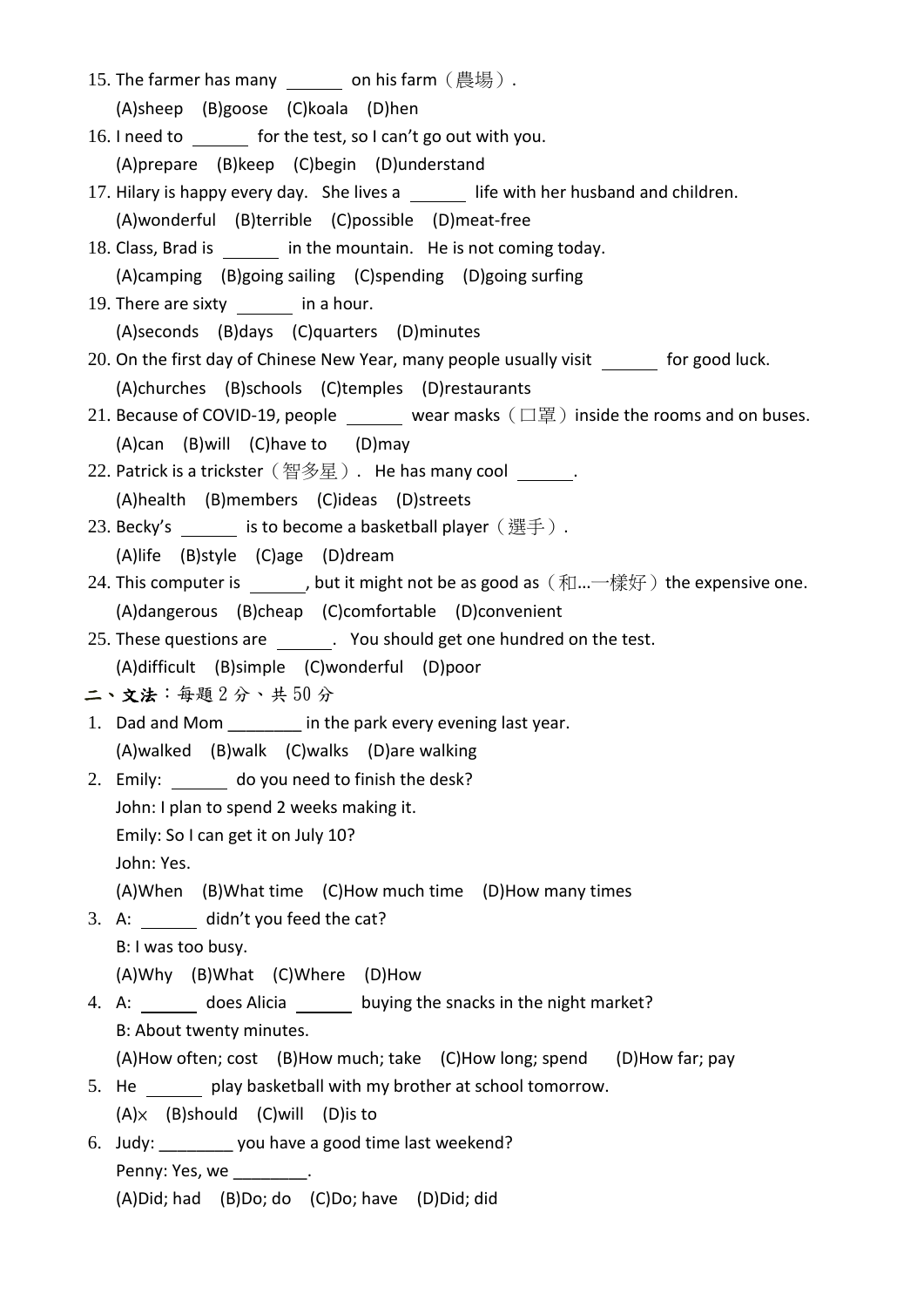15. The farmer has many ______ on his farm（農場）.

 (A)sheep (B)goose (C)koala (D)hen

16. I need to ______ for the test, so I can't go out with you.

 (A)prepare (B)keep (C)begin (D)understand

17. Hilary is happy every day. She lives a ______ life with her husband and children.

 (A)wonderful (B)terrible (C)possible (D)meat-free

18. Class, Brad is ______ in the mountain. He is not coming today.

 (A)camping (B)going sailing (C)spending (D)going surfing

19. There are sixty ______ in a hour.

 (A)seconds (B)days (C)quarters (D)minutes

20. On the first day of Chinese New Year, many people usually visit ______ for good luck.

 (A)churches (B)schools (C)temples (D)restaurants

21. Because of COVID-19, people ______ wear masks（口罩）inside the rooms and on buses.

 (A)can (B)will (C)have to (D)may

22. Patrick is a trickster（智多星）. He has many cool ______.

 (A)health (B)members (C)ideas (D)streets

23. Becky's ______ is to become a basketball player（選手）.

 (A)life (B)style (C)age (D)dream

24. This computer is ______, but it might not be as good as（和...一樣好）the expensive one.

 (A)dangerous (B)cheap (C)comfortable (D)convenient

25. These questions are ______. You should get one hundred on the test.

 (A)difficult (B)simple (C)wonderful (D)poor

**二、文法**：每題 2 分、共 50 分

1. Dad and Mom ________ in the park every evening last year.

 (A)walked (B)walk (C)walks (D)are walking

2. Emily: ______ do you need to finish the desk?

 John: I plan to spend 2 weeks making it.

 Emily: So I can get it on July 10?

 John: Yes.

 (A)When (B)What time (C)How much time (D)How many times

3. A: ______ didn't you feed the cat?

 B: I was too busy.

 (A)Why (B)What (C)Where (D)How

4. A: ______ does Alicia ______ buying the snacks in the night market?

 B: About twenty minutes.

 (A)How often; cost (B)How much; take (C)How long; spend (D)How far; pay

5. He ______ play basketball with my brother at school tomorrow.

 (A)× (B)should (C)will (D)is to

6. Judy: ________ you have a good time last weekend?

 Penny: Yes, we ________.

 (A)Did; had (B)Do; do (C)Do; have (D)Did; did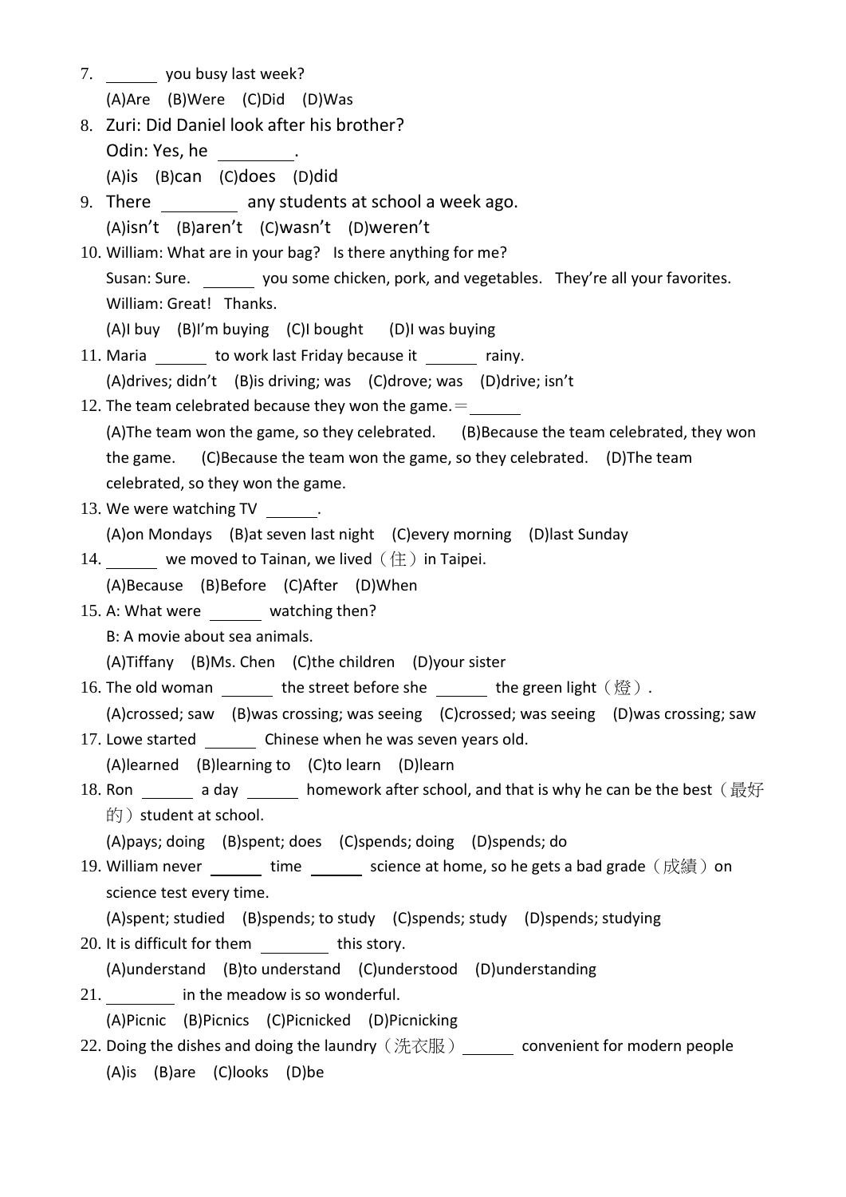7. ______ you busy last week?
   (A)Are (B)Were (C)Did (D)Was
8. Zuri: Did Daniel look after his brother?
   Odin: Yes, he ________.
   (A)is (B)can (C)does (D)did
9. There ________ any students at school a week ago.
   (A)isn’t (B)aren’t (C)wasn’t (D)weren’t
10. William: What are in your bag? Is there anything for me?
    Susan: Sure. ______ you some chicken, pork, and vegetables. They’re all your favorites.
    William: Great! Thanks.
    (A)I buy (B)I’m buying (C)I bought (D)I was buying
11. Maria ______ to work last Friday because it ______ rainy.
    (A)drives; didn’t (B)is driving; was (C)drove; was (D)drive; isn’t
12. The team celebrated because they won the game.＝______
    (A)The team won the game, so they celebrated. (B)Because the team celebrated, they won the game. (C)Because the team won the game, so they celebrated. (D)The team celebrated, so they won the game.
13. We were watching TV ______.
    (A)on Mondays (B)at seven last night (C)every morning (D)last Sunday
14. ______ we moved to Tainan, we lived（住）in Taipei.
    (A)Because (B)Before (C)After (D)When
15. A: What were ______ watching then?
    B: A movie about sea animals.
    (A)Tiffany (B)Ms. Chen (C)the children (D)your sister
16. The old woman ______ the street before she ______ the green light（燈）.
    (A)crossed; saw (B)was crossing; was seeing (C)crossed; was seeing (D)was crossing; saw
17. Lowe started ______ Chinese when he was seven years old.
    (A)learned (B)learning to (C)to learn (D)learn
18. Ron ______ a day ______ homework after school, and that is why he can be the best（最好的）student at school.
    (A)pays; doing (B)spent; does (C)spends; doing (D)spends; do
19. William never ______ time ______ science at home, so he gets a bad grade（成績）on science test every time.
    (A)spent; studied (B)spends; to study (C)spends; study (D)spends; studying
20. It is difficult for them ________ this story.
    (A)understand (B)to understand (C)understood (D)understanding
21. ________ in the meadow is so wonderful.
    (A)Picnic (B)Picnics (C)Picnicked (D)Picnicking
22. Doing the dishes and doing the laundry（洗衣服）______ convenient for modern people
    (A)is (B)are (C)looks (D)be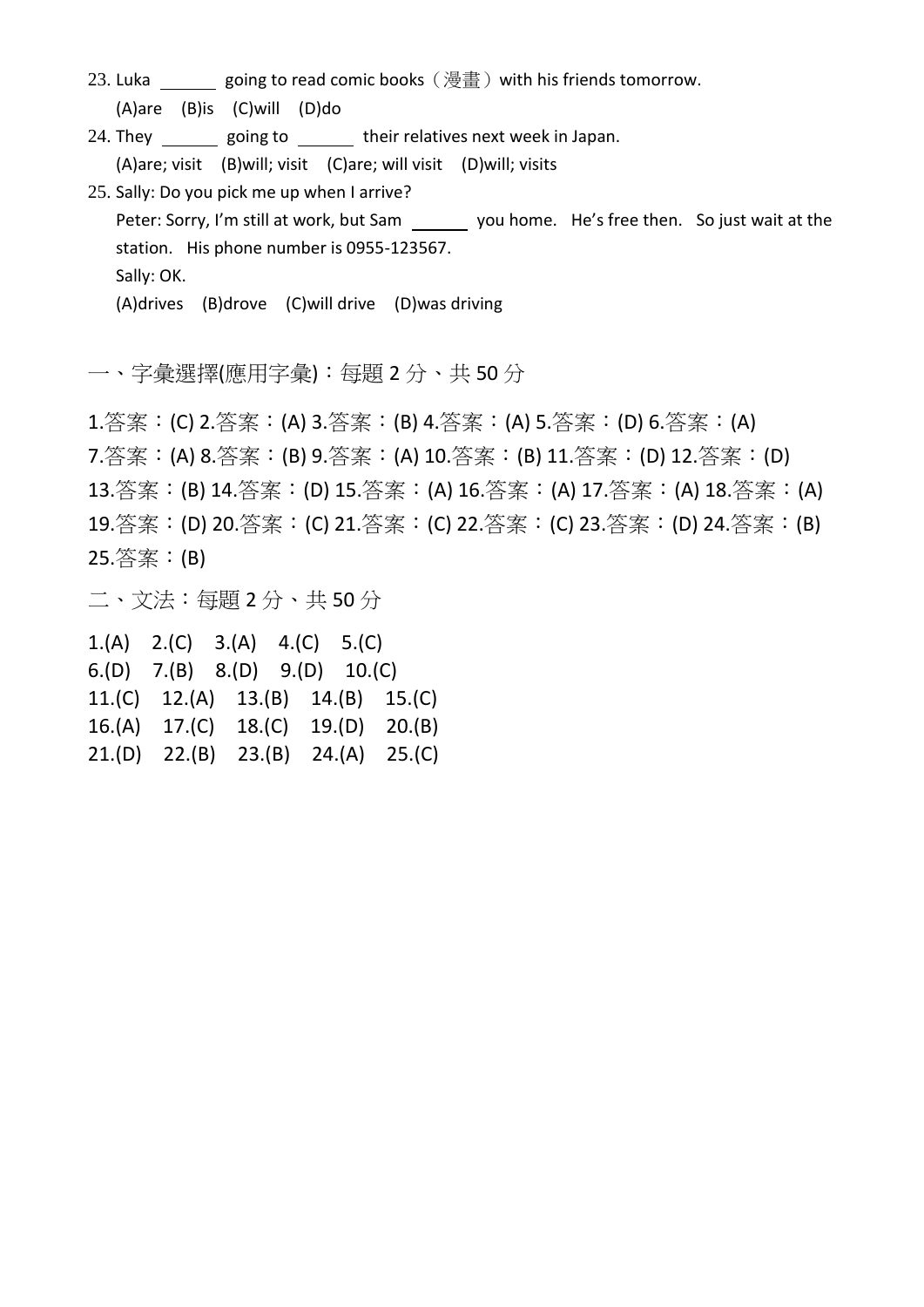23. Luka ______ going to read comic books（漫畫）with his friends tomorrow.
    (A)are (B)is (C)will (D)do
24. They ______ going to ______ their relatives next week in Japan.
    (A)are; visit (B)will; visit (C)are; will visit (D)will; visits
25. Sally: Do you pick me up when I arrive?
    Peter: Sorry, I'm still at work, but Sam ______ you home. He's free then. So just wait at the station. His phone number is 0955-123567.
    Sally: OK.
    (A)drives (B)drove (C)will drive (D)was driving

一、字彙選擇(應用字彙)：每題 2 分、共 50 分

1.答案：(C) 2.答案：(A) 3.答案：(B) 4.答案：(A) 5.答案：(D) 6.答案：(A)
7.答案：(A) 8.答案：(B) 9.答案：(A) 10.答案：(B) 11.答案：(D) 12.答案：(D)
13.答案：(B) 14.答案：(D) 15.答案：(A) 16.答案：(A) 17.答案：(A) 18.答案：(A)
19.答案：(D) 20.答案：(C) 21.答案：(C) 22.答案：(C) 23.答案：(D) 24.答案：(B)
25.答案：(B)

二、文法：每題 2 分、共 50 分

1.(A) 2.(C) 3.(A) 4.(C) 5.(C)
6.(D) 7.(B) 8.(D) 9.(D) 10.(C)
11.(C) 12.(A) 13.(B) 14.(B) 15.(C)
16.(A) 17.(C) 18.(C) 19.(D) 20.(B)
21.(D) 22.(B) 23.(B) 24.(A) 25.(C)